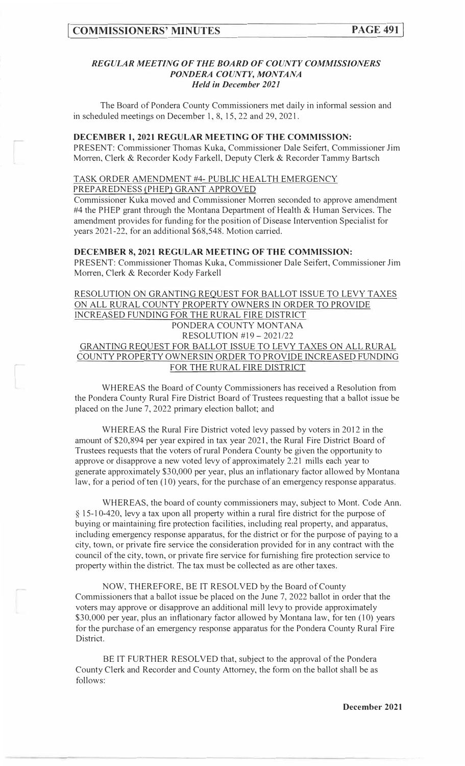***REGULAR MEETING OF THE BOARD OF COUNTY COMMISSIONERS***
***PONDERA COUNTY, MONTANA***
***Held in December 2021***

The Board of Pondera County Commissioners met daily in informal session and in scheduled meetings on December 1, 8, 15, 22 and 29, 2021.

**DECEMBER 1, 2021 REGULAR MEETING OF THE COMMISSION:**

PRESENT: Commissioner Thomas Kuka, Commissioner Dale Seifert, Commissioner Jim Morren, Clerk & Recorder Kody Farkell, Deputy Clerk & Recorder Tammy Bartsch

TASK ORDER AMENDMENT #4- PUBLIC HEALTH EMERGENCY PREPAREDNESS (PHEP) GRANT APPROVED

Commissioner Kuka moved and Commissioner Morren seconded to approve amendment #4 the PHEP grant through the Montana Department of Health & Human Services. The amendment provides for funding for the position of Disease Intervention Specialist for years 2021-22, for an additional $68,548. Motion carried.

**DECEMBER 8, 2021 REGULAR MEETING OF THE COMMISSION:**

PRESENT: Commissioner Thomas Kuka, Commissioner Dale Seifert, Commissioner Jim Morren, Clerk & Recorder Kody Farkell

RESOLUTION ON GRANTING REQUEST FOR BALLOT ISSUE TO LEVY TAXES ON ALL RURAL COUNTY PROPERTY OWNERS IN ORDER TO PROVIDE INCREASED FUNDING FOR THE RURAL FIRE DISTRICT

PONDERA COUNTY MONTANA
RESOLUTION #19 – 2021/22
GRANTING REQUEST FOR BALLOT ISSUE TO LEVY TAXES ON ALL RURAL COUNTY PROPERTY OWNERSIN ORDER TO PROVIDE INCREASED FUNDING FOR THE RURAL FIRE DISTRICT

WHEREAS the Board of County Commissioners has received a Resolution from the Pondera County Rural Fire District Board of Trustees requesting that a ballot issue be placed on the June 7, 2022 primary election ballot; and

WHEREAS the Rural Fire District voted levy passed by voters in 2012 in the amount of $20,894 per year expired in tax year 2021, the Rural Fire District Board of Trustees requests that the voters of rural Pondera County be given the opportunity to approve or disapprove a new voted levy of approximately 2.21 mills each year to generate approximately $30,000 per year, plus an inflationary factor allowed by Montana law, for a period of ten (10) years, for the purchase of an emergency response apparatus.

WHEREAS, the board of county commissioners may, subject to Mont. Code Ann. § 15-10-420, levy a tax upon all property within a rural fire district for the purpose of buying or maintaining fire protection facilities, including real property, and apparatus, including emergency response apparatus, for the district or for the purpose of paying to a city, town, or private fire service the consideration provided for in any contract with the council of the city, town, or private fire service for furnishing fire protection service to property within the district. The tax must be collected as are other taxes.

NOW, THEREFORE, BE IT RESOLVED by the Board of County Commissioners that a ballot issue be placed on the June 7, 2022 ballot in order that the voters may approve or disapprove an additional mill levy to provide approximately $30,000 per year, plus an inflationary factor allowed for Montana law, for ten (10) years for the purchase of an emergency response apparatus for the Pondera County Rural Fire District.

BE IT FURTHER RESOLVED that, subject to the approval of the Pondera County Clerk and Recorder and County Attorney, the form on the ballot shall be as follows: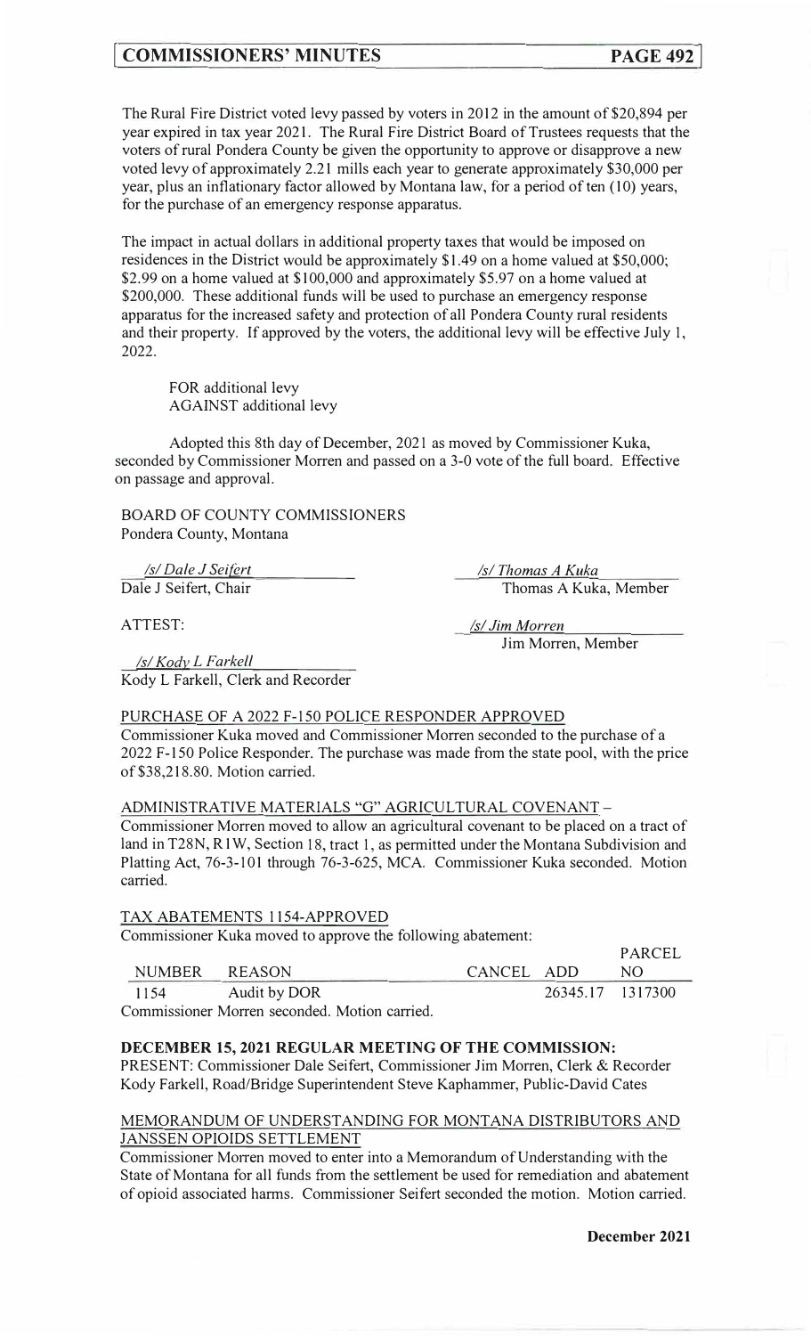The Rural Fire District voted levy passed by voters in 2012 in the amount of $20,894 per year expired in tax year 2021. The Rural Fire District Board of Trustees requests that the voters of rural Pondera County be given the opportunity to approve or disapprove a new voted levy of approximately 2.21 mills each year to generate approximately $30,000 per year, plus an inflationary factor allowed by Montana law, for a period of ten (10) years, for the purchase of an emergency response apparatus.

The impact in actual dollars in additional property taxes that would be imposed on residences in the District would be approximately $1.49 on a home valued at $50,000; $2.99 on a home valued at $100,000 and approximately $5.97 on a home valued at $200,000. These additional funds will be used to purchase an emergency response apparatus for the increased safety and protection of all Pondera County rural residents and their property. If approved by the voters, the additional levy will be effective July 1, 2022.

FOR additional levy
AGAINST additional levy

Adopted this 8th day of December, 2021 as moved by Commissioner Kuka, seconded by Commissioner Morren and passed on a 3-0 vote of the full board. Effective on passage and approval.

BOARD OF COUNTY COMMISSIONERS
Pondera County, Montana

*/s/ Dale J Seifert*
Dale J Seifert, Chair

*/s/ Thomas A Kuka*
Thomas A Kuka, Member

ATTEST:

*/s/ Jim Morren*
Jim Morren, Member

*/s/ Kody L Farkell*
Kody L Farkell, Clerk and Recorder

PURCHASE OF A 2022 F-150 POLICE RESPONDER APPROVED

Commissioner Kuka moved and Commissioner Morren seconded to the purchase of a 2022 F-150 Police Responder. The purchase was made from the state pool, with the price of $38,218.80. Motion carried.

ADMINISTRATIVE MATERIALS "G" AGRICULTURAL COVENANT –

Commissioner Morren moved to allow an agricultural covenant to be placed on a tract of land in T28N, R1W, Section 18, tract 1, as permitted under the Montana Subdivision and Platting Act, 76-3-101 through 76-3-625, MCA. Commissioner Kuka seconded. Motion carried.

TAX ABATEMENTS 1154-APPROVED

Commissioner Kuka moved to approve the following abatement:

| NUMBER | REASON | CANCEL | ADD | PARCEL NO |
|---|---|---|---|---|
| 1154 | Audit by DOR | | 26345.17 | 1317300 |

Commissioner Morren seconded. Motion carried.

**DECEMBER 15, 2021 REGULAR MEETING OF THE COMMISSION:**

PRESENT: Commissioner Dale Seifert, Commissioner Jim Morren, Clerk & Recorder Kody Farkell, Road/Bridge Superintendent Steve Kaphammer, Public-David Cates

MEMORANDUM OF UNDERSTANDING FOR MONTANA DISTRIBUTORS AND JANSSEN OPIOIDS SETTLEMENT

Commissioner Morren moved to enter into a Memorandum of Understanding with the State of Montana for all funds from the settlement be used for remediation and abatement of opioid associated harms. Commissioner Seifert seconded the motion. Motion carried.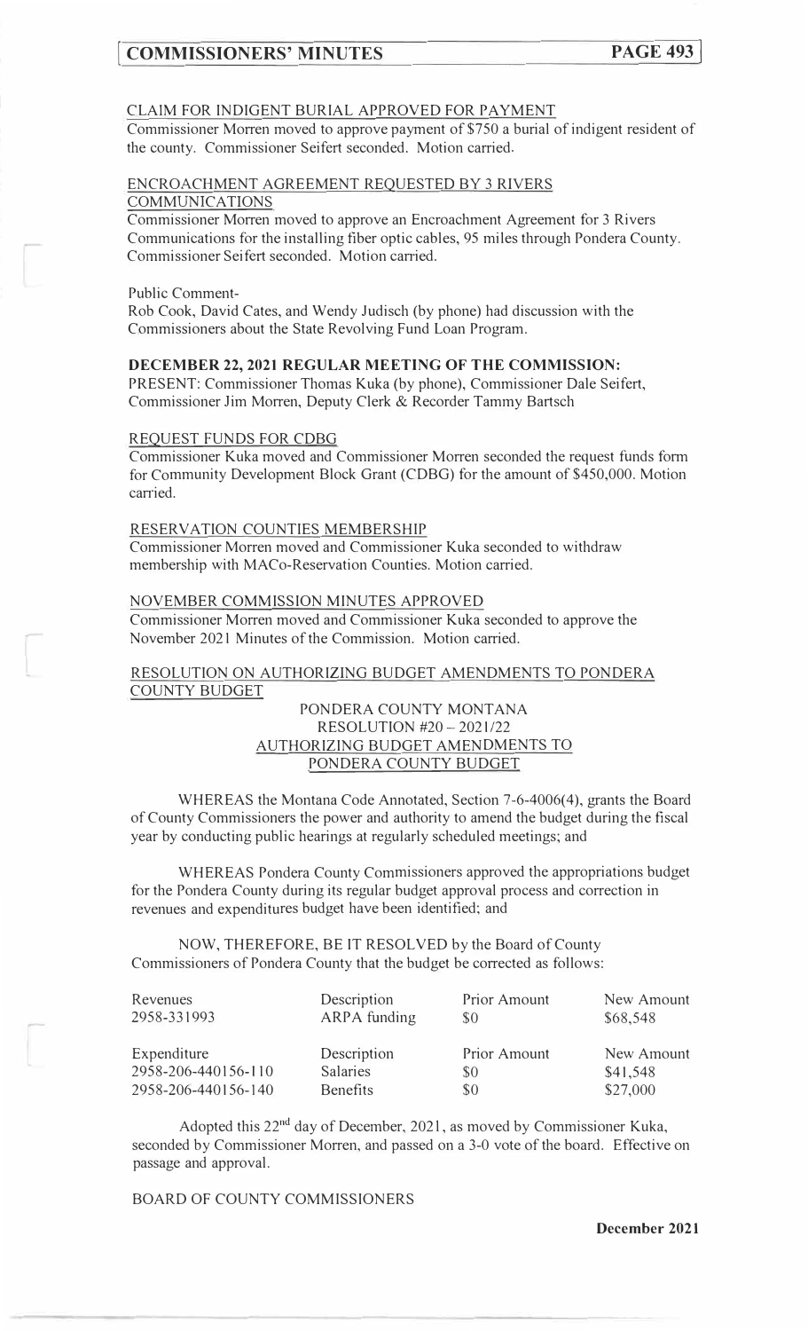CLAIM FOR INDIGENT BURIAL APPROVED FOR PAYMENT

Commissioner Morren moved to approve payment of $750 a burial of indigent resident of the county. Commissioner Seifert seconded. Motion carried.

ENCROACHMENT AGREEMENT REQUESTED BY 3 RIVERS COMMUNICATIONS

Commissioner Morren moved to approve an Encroachment Agreement for 3 Rivers Communications for the installing fiber optic cables, 95 miles through Pondera County. Commissioner Seifert seconded. Motion carried.

Public Comment-

Rob Cook, David Cates, and Wendy Judisch (by phone) had discussion with the Commissioners about the State Revolving Fund Loan Program.

**DECEMBER 22, 2021 REGULAR MEETING OF THE COMMISSION:**

PRESENT: Commissioner Thomas Kuka (by phone), Commissioner Dale Seifert, Commissioner Jim Morren, Deputy Clerk & Recorder Tammy Bartsch

REQUEST FUNDS FOR CDBG

Commissioner Kuka moved and Commissioner Morren seconded the request funds form for Community Development Block Grant (CDBG) for the amount of $450,000. Motion carried.

RESERVATION COUNTIES MEMBERSHIP

Commissioner Morren moved and Commissioner Kuka seconded to withdraw membership with MACo-Reservation Counties. Motion carried.

NOVEMBER COMMISSION MINUTES APPROVED

Commissioner Morren moved and Commissioner Kuka seconded to approve the November 2021 Minutes of the Commission. Motion carried.

RESOLUTION ON AUTHORIZING BUDGET AMENDMENTS TO PONDERA COUNTY BUDGET

PONDERA COUNTY MONTANA
RESOLUTION #20 – 2021/22
AUTHORIZING BUDGET AMENDMENTS TO
PONDERA COUNTY BUDGET

WHEREAS the Montana Code Annotated, Section 7-6-4006(4), grants the Board of County Commissioners the power and authority to amend the budget during the fiscal year by conducting public hearings at regularly scheduled meetings; and

WHEREAS Pondera County Commissioners approved the appropriations budget for the Pondera County during its regular budget approval process and correction in revenues and expenditures budget have been identified; and

NOW, THEREFORE, BE IT RESOLVED by the Board of County Commissioners of Pondera County that the budget be corrected as follows:

| Revenues | Description | Prior Amount | New Amount |
|---|---|---|---|
| 2958-331993 | ARPA funding | $0 | $68,548 |

| Expenditure | Description | Prior Amount | New Amount |
|---|---|---|---|
| 2958-206-440156-110 | Salaries | $0 | $41,548 |
| 2958-206-440156-140 | Benefits | $0 | $27,000 |

Adopted this 22nd day of December, 2021, as moved by Commissioner Kuka, seconded by Commissioner Morren, and passed on a 3-0 vote of the board. Effective on passage and approval.

BOARD OF COUNTY COMMISSIONERS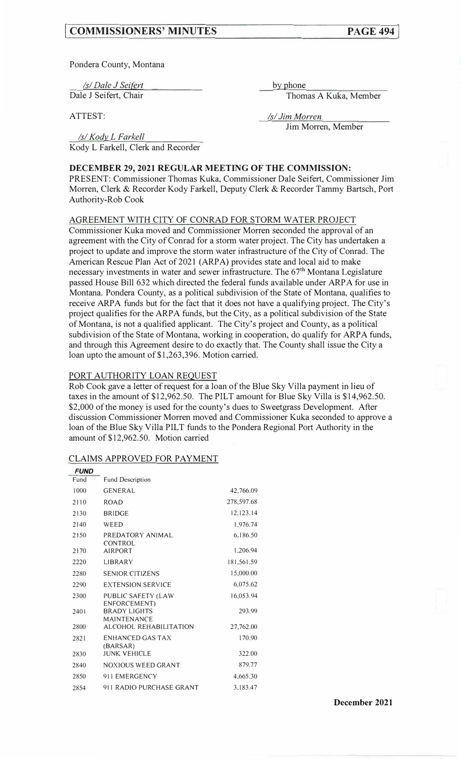Pondera County, Montana

| | |
|---|---|
| _/s/ Dale J Seifert_ | by phone |
| Dale J Seifert, Chair | Thomas A Kuka, Member |
| ATTEST: | _/s/ Jim Morren_ |
| | Jim Morren, Member |
| _/s/ Kody L Farkell_ | |
| Kody L Farkell, Clerk and Recorder | |

**DECEMBER 29, 2021 REGULAR MEETING OF THE COMMISSION:**
PRESENT: Commissioner Thomas Kuka, Commissioner Dale Seifert, Commissioner Jim Morren, Clerk & Recorder Kody Farkell, Deputy Clerk & Recorder Tammy Bartsch, Port Authority-Rob Cook

AGREEMENT WITH CITY OF CONRAD FOR STORM WATER PROJECT

Commissioner Kuka moved and Commissioner Morren seconded the approval of an agreement with the City of Conrad for a storm water project. The City has undertaken a project to update and improve the storm water infrastructure of the City of Conrad. The American Rescue Plan Act of 2021 (ARPA) provides state and local aid to make necessary investments in water and sewer infrastructure. The 67th Montana Legislature passed House Bill 632 which directed the federal funds available under ARPA for use in Montana. Pondera County, as a political subdivision of the State of Montana, qualifies to receive ARPA funds but for the fact that it does not have a qualifying project. The City's project qualifies for the ARPA funds, but the City, as a political subdivision of the State of Montana, is not a qualified applicant. The City's project and County, as a political subdivision of the State of Montana, working in cooperation, do qualify for ARPA funds, and through this Agreement desire to do exactly that. The County shall issue the City a loan upto the amount of $1,263,396. Motion carried.

PORT AUTHORITY LOAN REQUEST

Rob Cook gave a letter of request for a loan of the Blue Sky Villa payment in lieu of taxes in the amount of $12,962.50. The PILT amount for Blue Sky Villa is $14,962.50. $2,000 of the money is used for the county's dues to Sweetgrass Development. After discussion Commissioner Morren moved and Commissioner Kuka seconded to approve a loan of the Blue Sky Villa PILT funds to the Pondera Regional Port Authority in the amount of $12,962.50. Motion carried

CLAIMS APPROVED FOR PAYMENT

| Fund | Fund Description | |
|---|---|---|
| 1000 | GENERAL | 42,766.09 |
| 2110 | ROAD | 278,597.68 |
| 2130 | BRIDGE | 12,123.14 |
| 2140 | WEED | 1,976.74 |
| 2150 | PREDATORY ANIMAL CONTROL | 6,186.50 |
| 2170 | AIRPORT | 1,206.94 |
| 2220 | LIBRARY | 181,561.59 |
| 2280 | SENIOR CITIZENS | 15,000.00 |
| 2290 | EXTENSION SERVICE | 6,075.62 |
| 2300 | PUBLIC SAFETY (LAW ENFORCEMENT) | 16,053.94 |
| 2401 | BRADY LIGHTS MAINTENANCE | 293.99 |
| 2800 | ALCOHOL REHABILITATION | 27,762.00 |
| 2821 | ENHANCED GAS TAX (BARSAR) | 170.90 |
| 2830 | JUNK VEHICLE | 322.00 |
| 2840 | NOXIOUS WEED GRANT | 879.77 |
| 2850 | 911 EMERGENCY | 4,665.30 |
| 2854 | 911 RADIO PURCHASE GRANT | 3,183.47 |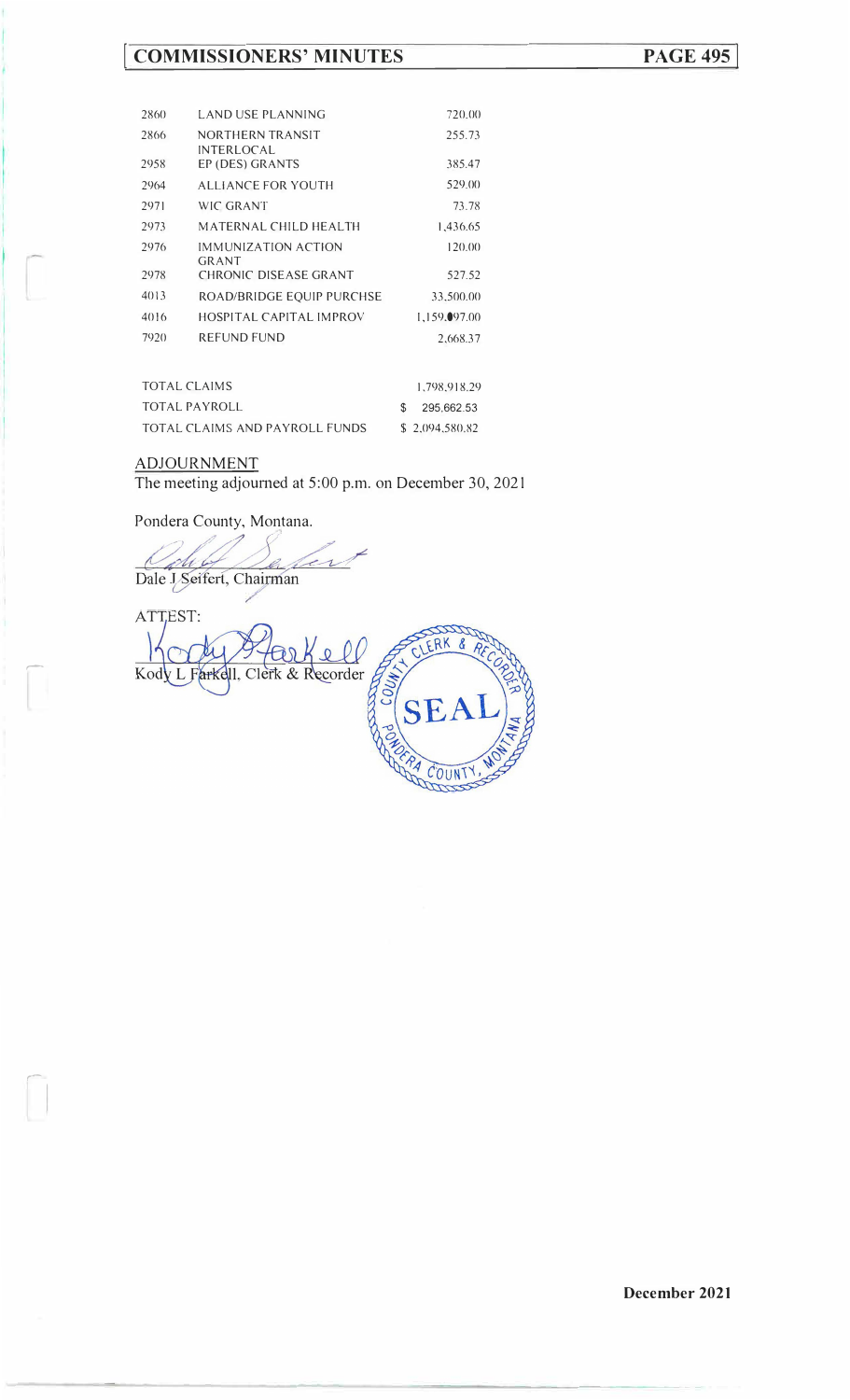| | | |
|---|---|---|
| 2860 | LAND USE PLANNING | 720.00 |
| 2866 | NORTHERN TRANSIT INTERLOCAL | 255.73 |
| 2958 | EP (DES) GRANTS | 385.47 |
| 2964 | ALLIANCE FOR YOUTH | 529.00 |
| 2971 | WIC GRANT | 73.78 |
| 2973 | MATERNAL CHILD HEALTH | 1,436.65 |
| 2976 | IMMUNIZATION ACTION GRANT | 120.00 |
| 2978 | CHRONIC DISEASE GRANT | 527.52 |
| 4013 | ROAD/BRIDGE EQUIP PURCHSE | 33,500.00 |
| 4016 | HOSPITAL CAPITAL IMPROV | 1,159,097.00 |
| 7920 | REFUND FUND | 2,668.37 |

| | |
|---|---|
| TOTAL CLAIMS | 1,798,918.29 |
| TOTAL PAYROLL | $ 295,662.53 |
| TOTAL CLAIMS AND PAYROLL FUNDS | $ 2,094,580.82 |

ADJOURNMENT

The meeting adjourned at 5:00 p.m. on December 30, 2021

Pondera County, Montana.

Dale J Seifert, Chairman

ATTEST:

Kody L Farkell, Clerk & Recorder

COUNTY CLERK & RECORDER SEAL PONDERA COUNTY, MONTANA

December 2021